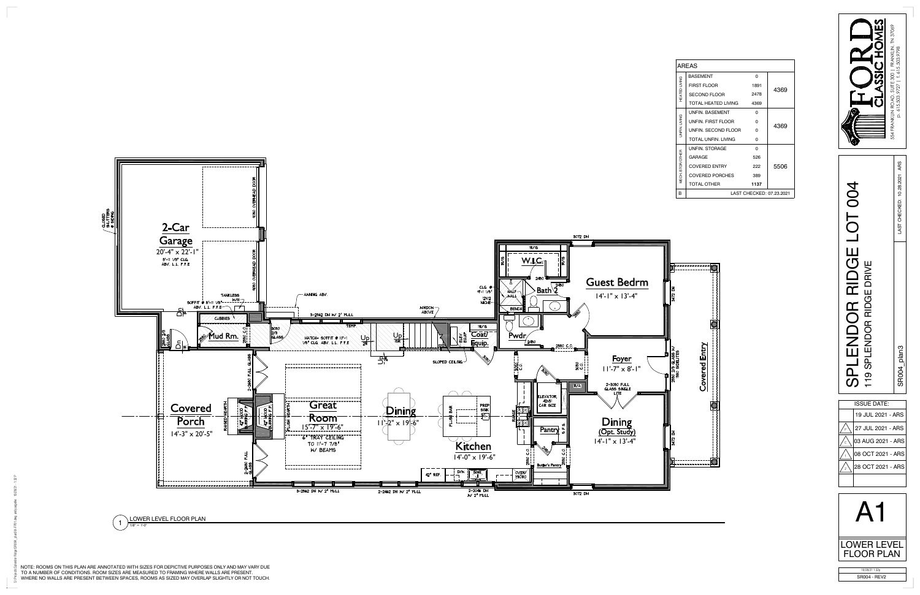# SPLENDOR RIDGE LOT 004

119 SPLENDOR RIDGE DRIVE

SR004_plan3

LAST CHECKED: 10.28.2021 ARS

**FORD CLASSIC HOMES**

554 FRANKLIN ROAD, SUITE 300 | FRANKLIN, TN 37069
p. 615.503.9727 | f. 615.503.9798

## AREAS

| | | | |
|---|---|---|---|
| HEATED LIVING | BASEMENT | 0 | 4369 |
| | FIRST FLOOR | 1891 | |
| | SECOND FLOOR | 2478 | |
| | TOTAL HEATED LIVING | 4369 | |
| UNFIN. LIVING | UNFIN. BASEMENT | 0 | 4369 |
| | UNFIN. FIRST FLOOR | 0 | |
| | UNFIN. SECOND FLOOR | 0 | |
| | TOTAL UNFIN. LIVING | 0 | |
| MECH./STOR/OTHER | UNFIN. STORAGE | 0 | 5506 |
| | GARAGE | 526 | |
| | COVERED ENTRY | 222 | |
| | COVERED PORCHES | 389 | |
| | TOTAL OTHER | 1137 | |
| B | LAST CHECKED: 07.23.2021 | | |

| ISSUE DATE: |
|---|
| 19 JUL 2021 - ARS |
| 27 JUL 2021 - ARS |
| 03 AUG 2021 - ARS |
| 08 OCT 2021 - ARS |
| 28 OCT 2021 - ARS |

# A1

LOWER LEVEL FLOOR PLAN

10/28/21 1:32p

SR004 - REV2

1 LOWER LEVEL FLOOR PLAN
1/8" = 1'-0"

**2-Car Garage** 20'-4" x 22'-1"
8'-11 1/8" CLG. ABV. L.L. F.F.E

9080 OVERHEAD DOOR
9080 OVERHEAD DOOR
CLOSED SHUTTERS @ SIDING
TANKLESS W/H
SOFFIT @ 8'-11 1/8" ABV. L.L. F.F.E
AWNING ABV.
CUBBIES
Mud Rm.
3-2862 DH W/ 2" MULL
HATCH- SOFFIT @ 10'-1 1/8" CLG. ABV. L.L. F.F.E
TEMP.
Up 18R
Up 2R
WINDOW ABOVE
ELEV. EQUIP
Coat/ Equip.
SLOPED CEILING

**Covered Porch** 14'-3" x 20'-5"
RAISED HEARTH
42" WOOD BURNING F.P.
2-2680 FULL GLASS
FLUSH HEARTH

**Great Room** 15'-7" x 19'-6"
6" TRAY CEILING TO 11'-7 7/8" W/ BEAMS

**Dining** 11'-2" x 19'-6"

**Kitchen** 14'-0" x 19'-6"
FLUSH BAR
PREP SINK
42" REF.
D/W
SINK
OVEN/ MICRO
RANGE
3-2862 DH W/ 2" MULL
2-2462 DH W/ 2" MULL
2-2046 DH W/ 2" MULL

**W.I.C.**
**Bath 2**
CLG @ 9'-1 1/8"
12X12 NICHE
HALF WALL
BENCH
**Pwdr**
R/S
**Guest Bedrm** 14'-1" x 13'-4"
3072 DH
3472 DH

**Foyer** 11'-7" x 8'-1"
2-3080 FULL GLASS SINGLE LITE
2880 2/3 GLASS W/ 1860 SIDELITES
**Covered Entry**
ELEVATOR 42x51 CAR SIZE
**Pantry**
5 F.S.
Butler's Pantry
**Dining** (Opt. Study) 14'-1" x 13'-4"

NOTE: ROOMS ON THIS PLAN ARE ANNOTATED WITH SIZES FOR DEPICTIVE PURPOSES ONLY AND MAY VARY DUE TO A NUMBER OF CONDITIONS. ROOM SIZES ARE MEASURED TO FRAMING WHERE WALLS ARE PRESENT. WHERE NO WALLS ARE PRESENT BETWEEN SPACES, ROOMS AS SIZED MAY OVERLAP SLIGHTLY OR NOT TOUCH.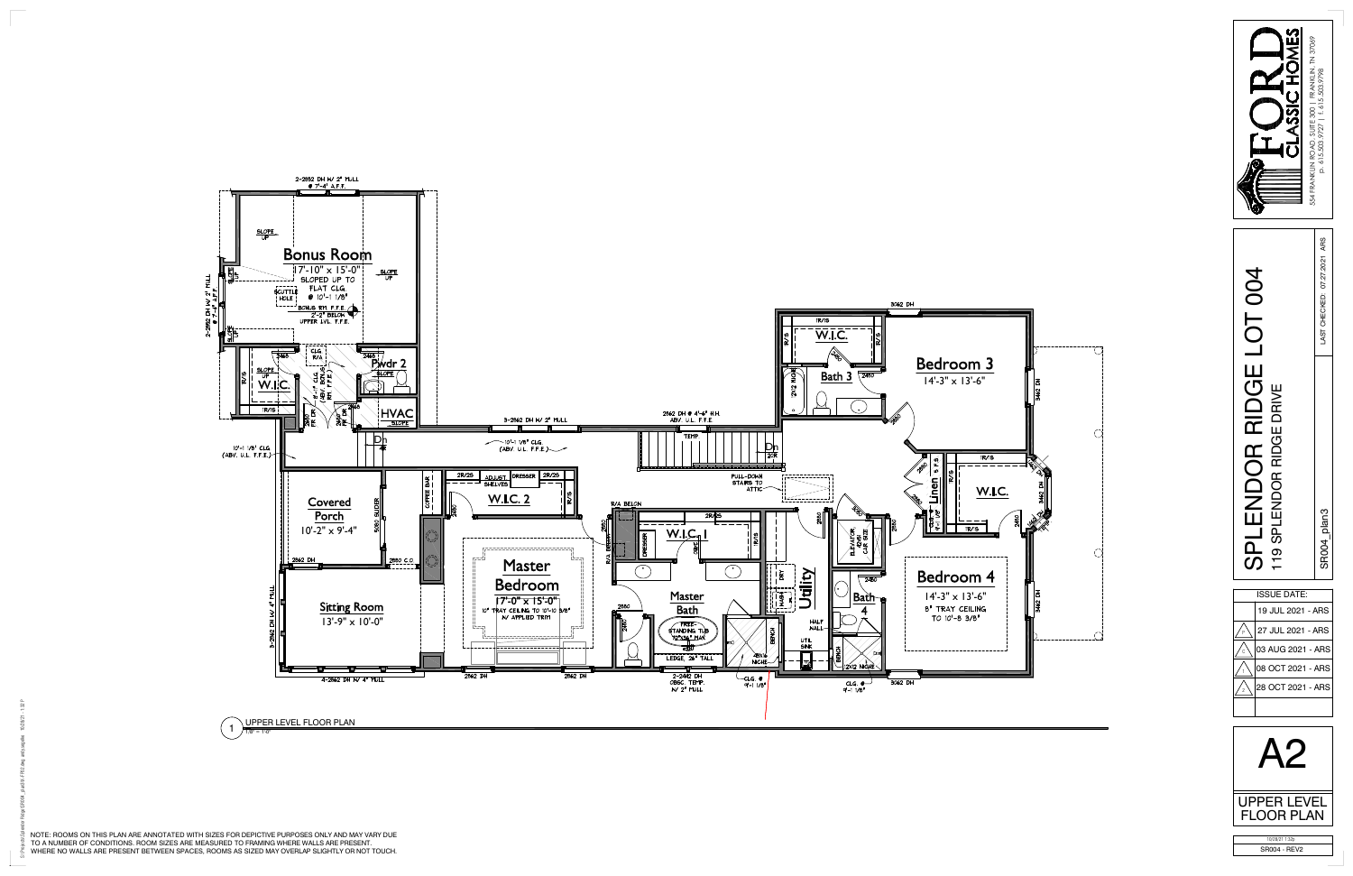# SPLENDOR RIDGE LOT 004

119 SPLENDOR RIDGE DRIVE

SR004_plan3

LAST CHECKED: 07.27.2021 ARS

FORD CLASSIC HOMES

554 FRANKLIN ROAD, SUITE 300 | FRANKLIN, TN 37069
p. 615.503.9727 | f. 615.503.9798

| ISSUE DATE: |
|---|
| 19 JUL 2021 - ARS |
| 27 JUL 2021 - ARS |
| 03 AUG 2021 - ARS |
| 08 OCT 2021 - ARS |
| 28 OCT 2021 - ARS |

## A2

UPPER LEVEL FLOOR PLAN

10/28/21 1:32p

SR004 - REV2

1 UPPER LEVEL FLOOR PLAN
1/8" = 1'-0"

**Bonus Room**
17'-10" x 15'-0"
SLOPED UP TO FLAT CLG. @ 10'-1 1/8"
BONUS RM. F.F.E. 2'-2" BELOW UPPER LVL. F.F.E.

2-2852 DH W/ 2" MULL @ 7'-4" A.F.F.

2-2852 DH W/ 2" MULL @ 4'-4" A.F.F.

SLOPE UP

SCUTTLE HOLE

**Pwdr 2**

**W.I.C.**

**HVAC**

CLG. R/A

5'-4" CLG (ABV. BONUS RM. F.F.E.)

10'-1 1/8" CLG (ABV. U.L. F.F.E.)

**Covered Porch**
10'-2" x 9'-4"

5080 SLIDER

2862 DH

2880 C.O.

**Sitting Room**
13'-9" x 10'-0"

3-2862 DH W/ 4" MULL

4-2862 DH W/ 4" MULL

3-2862 DH W/ 2" MULL

COFFEE BAR

**W.I.C. 2**

2R/2S ADJUST. SHELVES DRESSER

**Master Bedroom**
17'-0" x 15'-0"
10' TRAY CEILING TO 10'-10 3/8" W/ APPLIED TRIM

2862 DH

R/A BELOW

**W.I.C. 1**

**Master Bath**

FREE-STANDING TUB 72"x36" MAX

LEDGE 36" TALL

2-2442 DH OBSC. TEMP. W/ 2" MULL

48x16 NICHE

BENCH

CLG. @ 9'-1 1/8"

2862 DH @ 4'-6" H.H. ABV. U.L. F.F.E.

TEMP

Dn

PULL-DOWN STAIRS TO ATTIC

**Utility**

DRY WASH

HALF WALL

UTIL SINK

ELEVATOR 40x60 CAR SIZE

**Bath 4**

2X12 NICHE

BENCH

CLG. @ 9'-1 1/8"

3062 DH

**Bedroom 4**
14'-3" x 13'-6"
8' TRAY CEILING TO 10'-8 3/8"

3462 DH

**Linen** 5 R/S

**W.I.C.**

**Bedroom 3**
14'-3" x 13'-6"

3062 DH

3462 DH

**W.I.C.**

**Bath 3**

2X12 NICHE

NOTE: ROOMS ON THIS PLAN ARE ANNOTATED WITH SIZES FOR DEPICTIVE PURPOSES ONLY AND MAY VARY DUE TO A NUMBER OF CONDITIONS. ROOM SIZES ARE MEASURED TO FRAMING WHERE WALLS ARE PRESENT. WHERE NO WALLS ARE PRESENT BETWEEN SPACES, ROOMS AS SIZED MAY OVERLAP SLIGHTLY OR NOT TOUCH.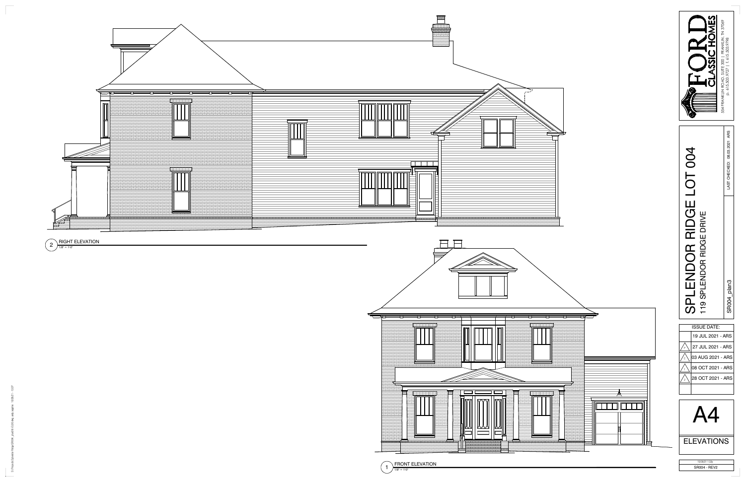2 RIGHT ELEVATION
1/8" = 1'-0"

1 FRONT ELEVATION
1/8" = 1'-0"

**FORD CLASSIC HOMES**

554 FRANKLIN ROAD, SUITE 300 | FRANKLIN, TN 37069
p. 615.503.9727 | f. 615.503.9798

# SPLENDOR RIDGE LOT 004

119 SPLENDOR RIDGE DRIVE

SR004_plan3

LAST CHECKED: 08.03.2021 ARS

| ISSUE DATE: |
|---|
| 19 JUL 2021 - ARS |
| 27 JUL 2021 - ARS |
| 03 AUG 2021 - ARS |
| 08 OCT 2021 - ARS |
| 28 OCT 2021 - ARS |

# A4

ELEVATIONS

10/28/21 1:32p

SR004 - REV2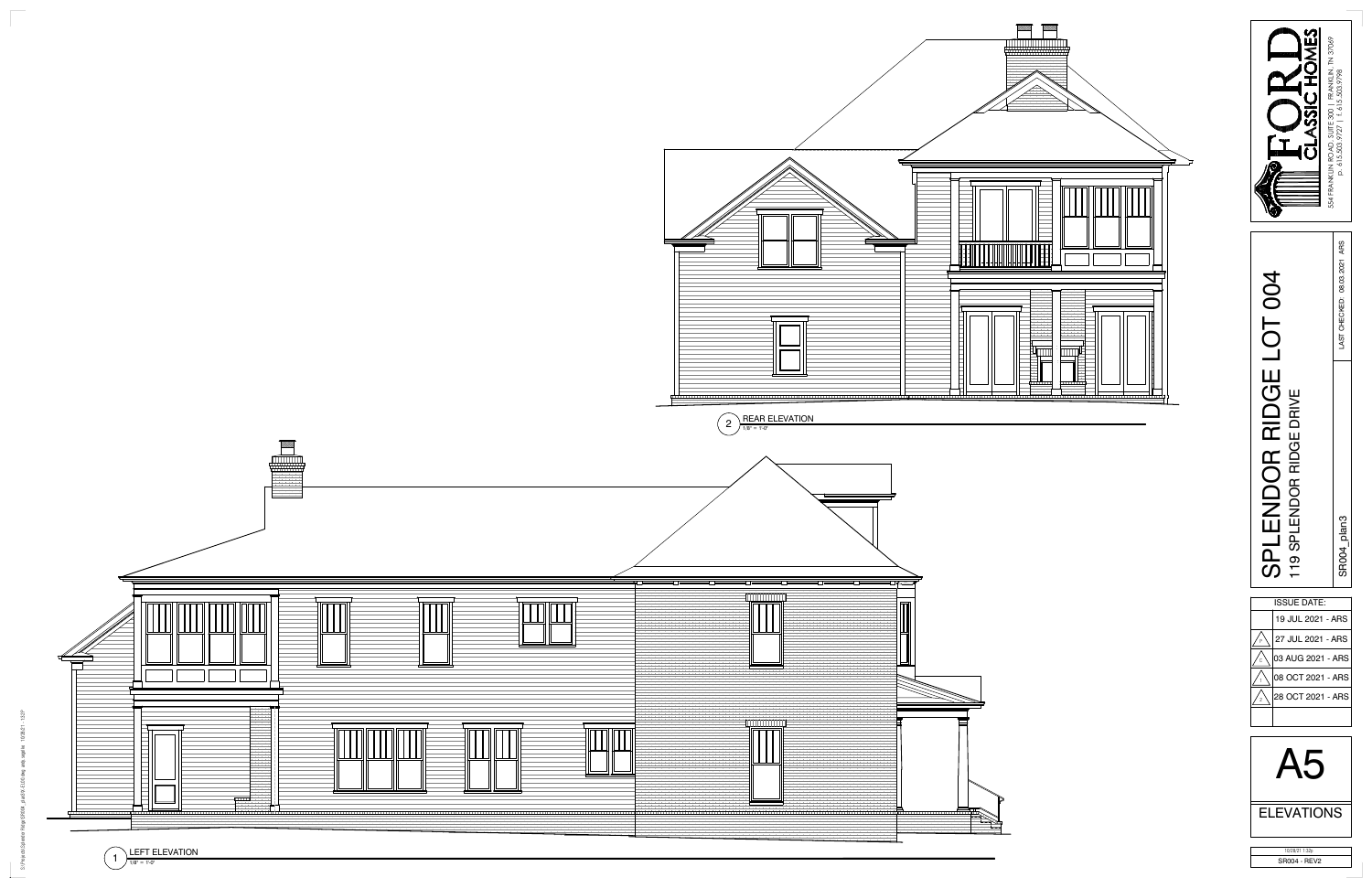2 REAR ELEVATION
1/8" = 1'-0"

1 LEFT ELEVATION
1/8" = 1'-0"

FORD CLASSIC HOMES

554 FRANKLIN ROAD, SUITE 300 | FRANKLIN, TN 37069
p. 615.503.9727 | f. 615.503.9798

# SPLENDOR RIDGE LOT 004

119 SPLENDOR RIDGE DRIVE

SR004_plan3

LAST CHECKED: 08.03.2021 ARS

| ISSUE DATE: |
|---|
| 19 JUL 2021 - ARS |
| 27 JUL 2021 - ARS |
| 03 AUG 2021 - ARS |
| 08 OCT 2021 - ARS |
| 28 OCT 2021 - ARS |

# A5

ELEVATIONS

10/28/21 1:32p

SR004 - REV2